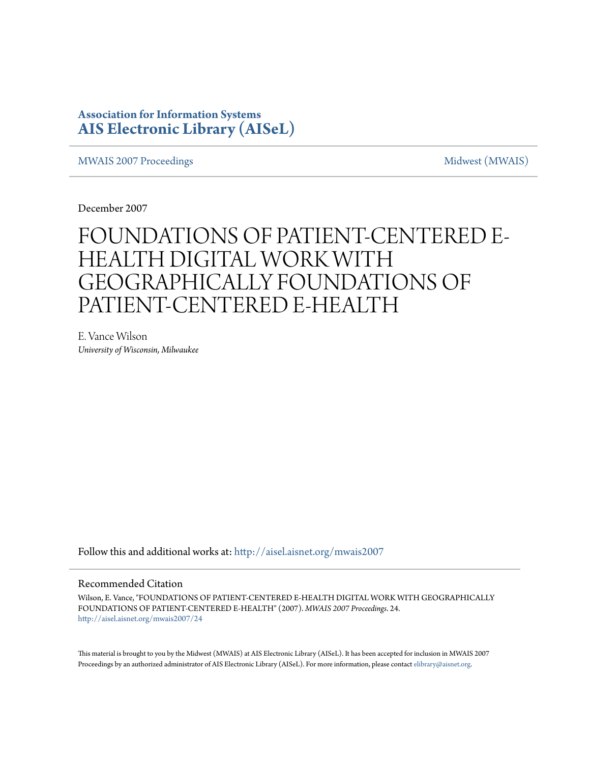**Association for Information Systems**
**AIS Electronic Library (AISeL)**

MWAIS 2007 Proceedings | Midwest (MWAIS)

December 2007

# FOUNDATIONS OF PATIENT-CENTERED E-HEALTH DIGITAL WORK WITH GEOGRAPHICALLY FOUNDATIONS OF PATIENT-CENTERED E-HEALTH

E. Vance Wilson
*University of Wisconsin, Milwaukee*

Follow this and additional works at: http://aisel.aisnet.org/mwais2007

## Recommended Citation

Wilson, E. Vance, "FOUNDATIONS OF PATIENT-CENTERED E-HEALTH DIGITAL WORK WITH GEOGRAPHICALLY FOUNDATIONS OF PATIENT-CENTERED E-HEALTH" (2007). *MWAIS 2007 Proceedings*. 24.
http://aisel.aisnet.org/mwais2007/24

This material is brought to you by the Midwest (MWAIS) at AIS Electronic Library (AISeL). It has been accepted for inclusion in MWAIS 2007 Proceedings by an authorized administrator of AIS Electronic Library (AISeL). For more information, please contact elibrary@aisnet.org.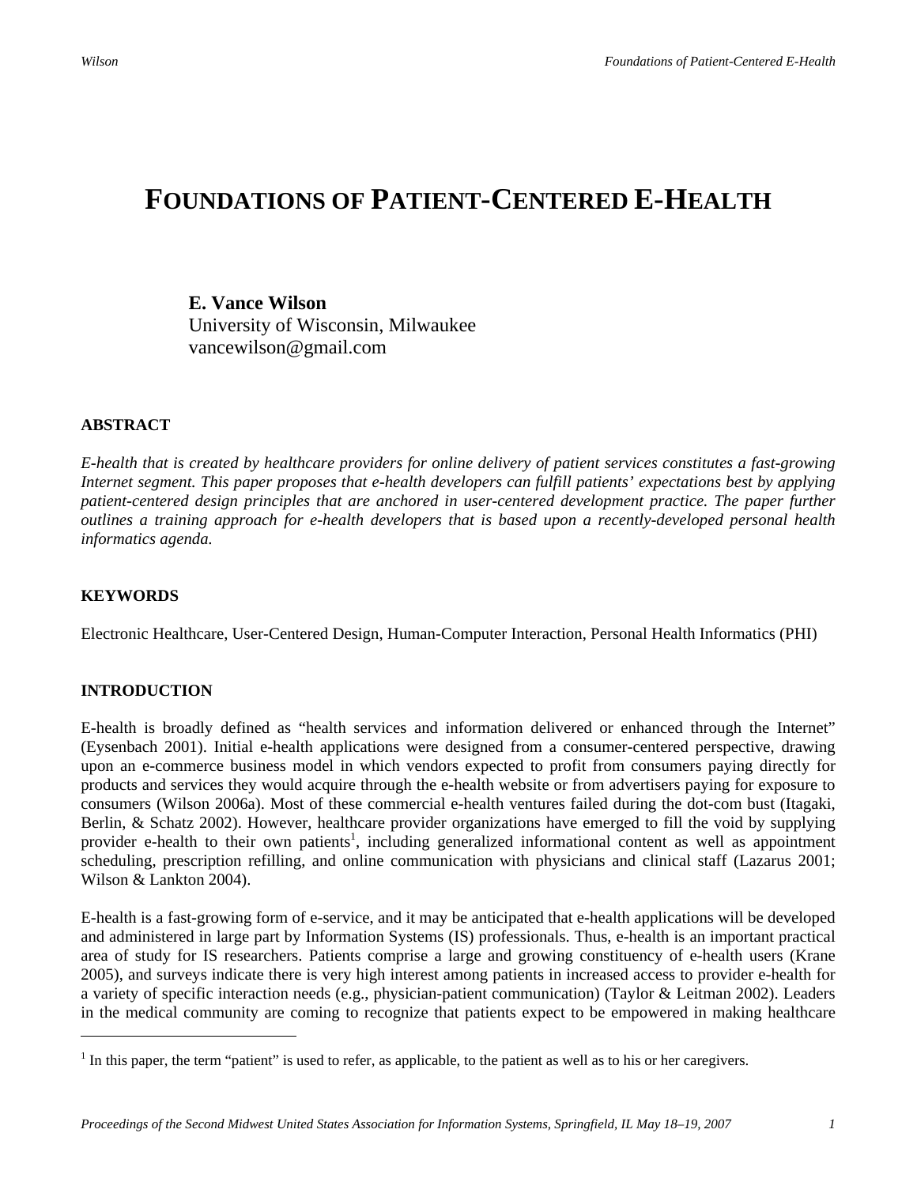# FOUNDATIONS OF PATIENT-CENTERED E-HEALTH

**E. Vance Wilson**
University of Wisconsin, Milwaukee
vancewilson@gmail.com

## ABSTRACT

*E-health that is created by healthcare providers for online delivery of patient services constitutes a fast-growing Internet segment. This paper proposes that e-health developers can fulfill patients' expectations best by applying patient-centered design principles that are anchored in user-centered development practice. The paper further outlines a training approach for e-health developers that is based upon a recently-developed personal health informatics agenda.*

## KEYWORDS

Electronic Healthcare, User-Centered Design, Human-Computer Interaction, Personal Health Informatics (PHI)

## INTRODUCTION

E-health is broadly defined as "health services and information delivered or enhanced through the Internet" (Eysenbach 2001). Initial e-health applications were designed from a consumer-centered perspective, drawing upon an e-commerce business model in which vendors expected to profit from consumers paying directly for products and services they would acquire through the e-health website or from advertisers paying for exposure to consumers (Wilson 2006a). Most of these commercial e-health ventures failed during the dot-com bust (Itagaki, Berlin, & Schatz 2002). However, healthcare provider organizations have emerged to fill the void by supplying provider e-health to their own patients[1], including generalized informational content as well as appointment scheduling, prescription refilling, and online communication with physicians and clinical staff (Lazarus 2001; Wilson & Lankton 2004).

E-health is a fast-growing form of e-service, and it may be anticipated that e-health applications will be developed and administered in large part by Information Systems (IS) professionals. Thus, e-health is an important practical area of study for IS researchers. Patients comprise a large and growing constituency of e-health users (Krane 2005), and surveys indicate there is very high interest among patients in increased access to provider e-health for a variety of specific interaction needs (e.g., physician-patient communication) (Taylor & Leitman 2002). Leaders in the medical community are coming to recognize that patients expect to be empowered in making healthcare

[1] In this paper, the term "patient" is used to refer, as applicable, to the patient as well as to his or her caregivers.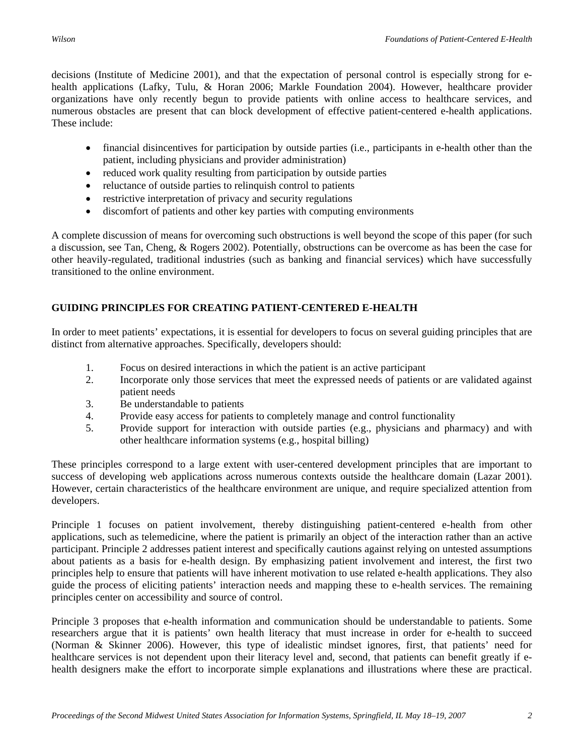decisions (Institute of Medicine 2001), and that the expectation of personal control is especially strong for e-health applications (Lafky, Tulu, & Horan 2006; Markle Foundation 2004). However, healthcare provider organizations have only recently begun to provide patients with online access to healthcare services, and numerous obstacles are present that can block development of effective patient-centered e-health applications. These include:

- financial disincentives for participation by outside parties (i.e., participants in e-health other than the patient, including physicians and provider administration)
- reduced work quality resulting from participation by outside parties
- reluctance of outside parties to relinquish control to patients
- restrictive interpretation of privacy and security regulations
- discomfort of patients and other key parties with computing environments

A complete discussion of means for overcoming such obstructions is well beyond the scope of this paper (for such a discussion, see Tan, Cheng, & Rogers 2002). Potentially, obstructions can be overcome as has been the case for other heavily-regulated, traditional industries (such as banking and financial services) which have successfully transitioned to the online environment.

## GUIDING PRINCIPLES FOR CREATING PATIENT-CENTERED E-HEALTH

In order to meet patients' expectations, it is essential for developers to focus on several guiding principles that are distinct from alternative approaches. Specifically, developers should:

1. Focus on desired interactions in which the patient is an active participant
2. Incorporate only those services that meet the expressed needs of patients or are validated against patient needs
3. Be understandable to patients
4. Provide easy access for patients to completely manage and control functionality
5. Provide support for interaction with outside parties (e.g., physicians and pharmacy) and with other healthcare information systems (e.g., hospital billing)

These principles correspond to a large extent with user-centered development principles that are important to success of developing web applications across numerous contexts outside the healthcare domain (Lazar 2001). However, certain characteristics of the healthcare environment are unique, and require specialized attention from developers.

Principle 1 focuses on patient involvement, thereby distinguishing patient-centered e-health from other applications, such as telemedicine, where the patient is primarily an object of the interaction rather than an active participant. Principle 2 addresses patient interest and specifically cautions against relying on untested assumptions about patients as a basis for e-health design. By emphasizing patient involvement and interest, the first two principles help to ensure that patients will have inherent motivation to use related e-health applications. They also guide the process of eliciting patients' interaction needs and mapping these to e-health services. The remaining principles center on accessibility and source of control.

Principle 3 proposes that e-health information and communication should be understandable to patients. Some researchers argue that it is patients' own health literacy that must increase in order for e-health to succeed (Norman & Skinner 2006). However, this type of idealistic mindset ignores, first, that patients' need for healthcare services is not dependent upon their literacy level and, second, that patients can benefit greatly if e-health designers make the effort to incorporate simple explanations and illustrations where these are practical.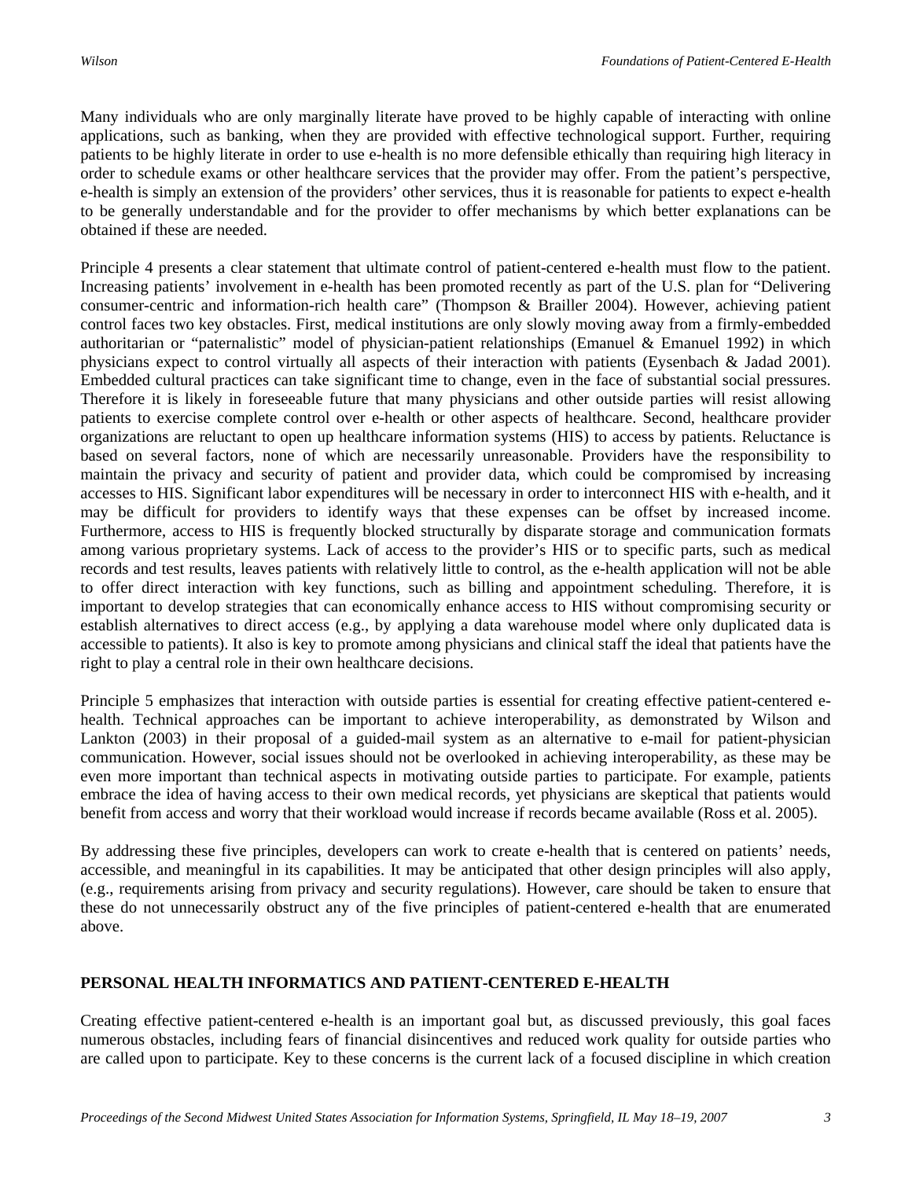Many individuals who are only marginally literate have proved to be highly capable of interacting with online applications, such as banking, when they are provided with effective technological support. Further, requiring patients to be highly literate in order to use e-health is no more defensible ethically than requiring high literacy in order to schedule exams or other healthcare services that the provider may offer. From the patient's perspective, e-health is simply an extension of the providers' other services, thus it is reasonable for patients to expect e-health to be generally understandable and for the provider to offer mechanisms by which better explanations can be obtained if these are needed.

Principle 4 presents a clear statement that ultimate control of patient-centered e-health must flow to the patient. Increasing patients' involvement in e-health has been promoted recently as part of the U.S. plan for "Delivering consumer-centric and information-rich health care" (Thompson & Brailler 2004). However, achieving patient control faces two key obstacles. First, medical institutions are only slowly moving away from a firmly-embedded authoritarian or "paternalistic" model of physician-patient relationships (Emanuel & Emanuel 1992) in which physicians expect to control virtually all aspects of their interaction with patients (Eysenbach & Jadad 2001). Embedded cultural practices can take significant time to change, even in the face of substantial social pressures. Therefore it is likely in foreseeable future that many physicians and other outside parties will resist allowing patients to exercise complete control over e-health or other aspects of healthcare. Second, healthcare provider organizations are reluctant to open up healthcare information systems (HIS) to access by patients. Reluctance is based on several factors, none of which are necessarily unreasonable. Providers have the responsibility to maintain the privacy and security of patient and provider data, which could be compromised by increasing accesses to HIS. Significant labor expenditures will be necessary in order to interconnect HIS with e-health, and it may be difficult for providers to identify ways that these expenses can be offset by increased income. Furthermore, access to HIS is frequently blocked structurally by disparate storage and communication formats among various proprietary systems. Lack of access to the provider's HIS or to specific parts, such as medical records and test results, leaves patients with relatively little to control, as the e-health application will not be able to offer direct interaction with key functions, such as billing and appointment scheduling. Therefore, it is important to develop strategies that can economically enhance access to HIS without compromising security or establish alternatives to direct access (e.g., by applying a data warehouse model where only duplicated data is accessible to patients). It also is key to promote among physicians and clinical staff the ideal that patients have the right to play a central role in their own healthcare decisions.

Principle 5 emphasizes that interaction with outside parties is essential for creating effective patient-centered e-health. Technical approaches can be important to achieve interoperability, as demonstrated by Wilson and Lankton (2003) in their proposal of a guided-mail system as an alternative to e-mail for patient-physician communication. However, social issues should not be overlooked in achieving interoperability, as these may be even more important than technical aspects in motivating outside parties to participate. For example, patients embrace the idea of having access to their own medical records, yet physicians are skeptical that patients would benefit from access and worry that their workload would increase if records became available (Ross et al. 2005).

By addressing these five principles, developers can work to create e-health that is centered on patients' needs, accessible, and meaningful in its capabilities. It may be anticipated that other design principles will also apply, (e.g., requirements arising from privacy and security regulations). However, care should be taken to ensure that these do not unnecessarily obstruct any of the five principles of patient-centered e-health that are enumerated above.

## PERSONAL HEALTH INFORMATICS AND PATIENT-CENTERED E-HEALTH

Creating effective patient-centered e-health is an important goal but, as discussed previously, this goal faces numerous obstacles, including fears of financial disincentives and reduced work quality for outside parties who are called upon to participate. Key to these concerns is the current lack of a focused discipline in which creation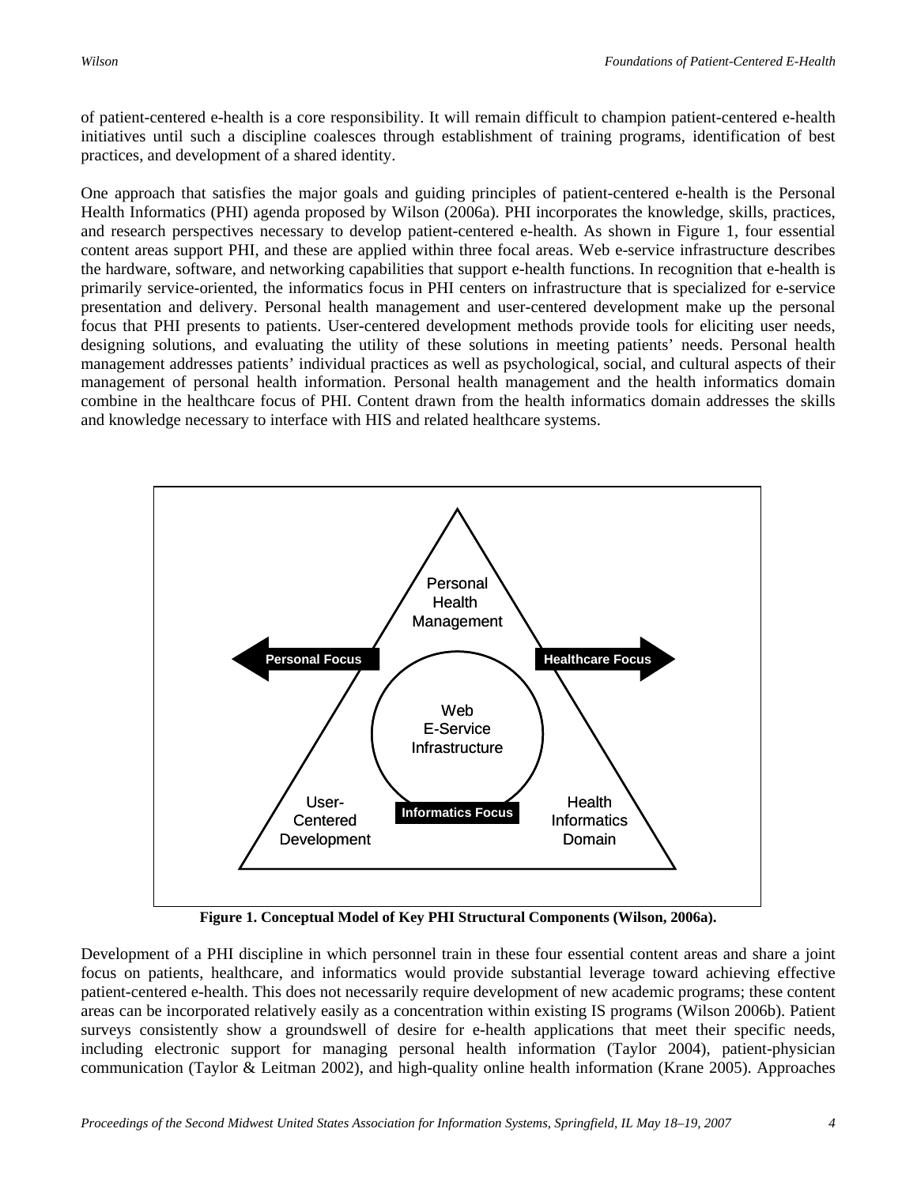of patient-centered e-health is a core responsibility. It will remain difficult to champion patient-centered e-health initiatives until such a discipline coalesces through establishment of training programs, identification of best practices, and development of a shared identity.

One approach that satisfies the major goals and guiding principles of patient-centered e-health is the Personal Health Informatics (PHI) agenda proposed by Wilson (2006a). PHI incorporates the knowledge, skills, practices, and research perspectives necessary to develop patient-centered e-health. As shown in Figure 1, four essential content areas support PHI, and these are applied within three focal areas. Web e-service infrastructure describes the hardware, software, and networking capabilities that support e-health functions. In recognition that e-health is primarily service-oriented, the informatics focus in PHI centers on infrastructure that is specialized for e-service presentation and delivery. Personal health management and user-centered development make up the personal focus that PHI presents to patients. User-centered development methods provide tools for eliciting user needs, designing solutions, and evaluating the utility of these solutions in meeting patients' needs. Personal health management addresses patients' individual practices as well as psychological, social, and cultural aspects of their management of personal health information. Personal health management and the health informatics domain combine in the healthcare focus of PHI. Content drawn from the health informatics domain addresses the skills and knowledge necessary to interface with HIS and related healthcare systems.

**Figure 1. Conceptual Model of Key PHI Structural Components (Wilson, 2006a).**

Development of a PHI discipline in which personnel train in these four essential content areas and share a joint focus on patients, healthcare, and informatics would provide substantial leverage toward achieving effective patient-centered e-health. This does not necessarily require development of new academic programs; these content areas can be incorporated relatively easily as a concentration within existing IS programs (Wilson 2006b). Patient surveys consistently show a groundswell of desire for e-health applications that meet their specific needs, including electronic support for managing personal health information (Taylor 2004), patient-physician communication (Taylor & Leitman 2002), and high-quality online health information (Krane 2005). Approaches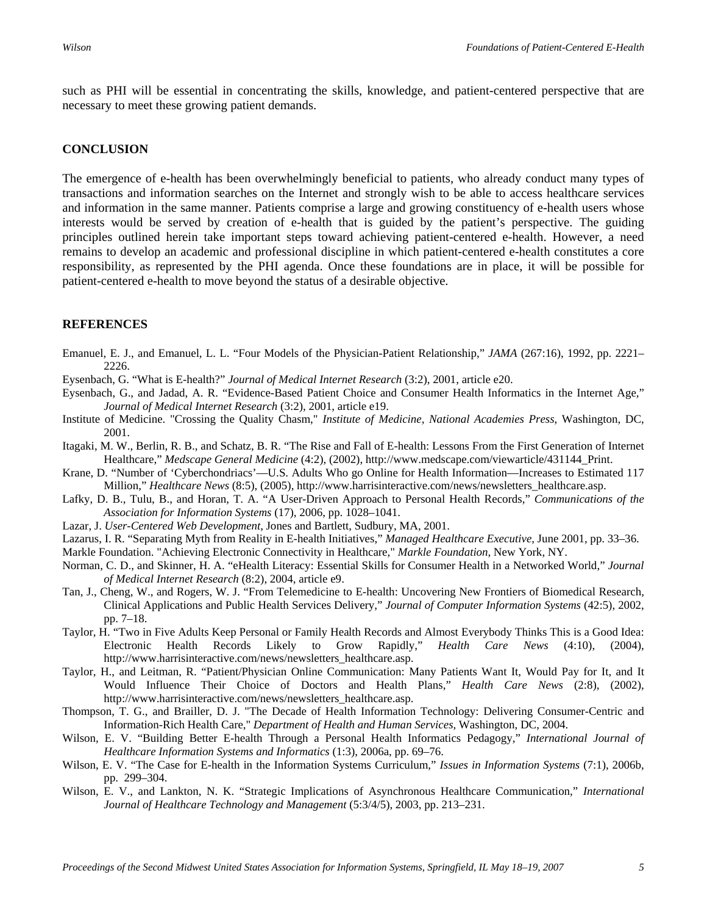such as PHI will be essential in concentrating the skills, knowledge, and patient-centered perspective that are necessary to meet these growing patient demands.

## CONCLUSION

The emergence of e-health has been overwhelmingly beneficial to patients, who already conduct many types of transactions and information searches on the Internet and strongly wish to be able to access healthcare services and information in the same manner. Patients comprise a large and growing constituency of e-health users whose interests would be served by creation of e-health that is guided by the patient's perspective. The guiding principles outlined herein take important steps toward achieving patient-centered e-health. However, a need remains to develop an academic and professional discipline in which patient-centered e-health constitutes a core responsibility, as represented by the PHI agenda. Once these foundations are in place, it will be possible for patient-centered e-health to move beyond the status of a desirable objective.

## REFERENCES

Emanuel, E. J., and Emanuel, L. L. "Four Models of the Physician-Patient Relationship," *JAMA* (267:16), 1992, pp. 2221–2226.

Eysenbach, G. "What is E-health?" *Journal of Medical Internet Research* (3:2), 2001, article e20.

Eysenbach, G., and Jadad, A. R. "Evidence-Based Patient Choice and Consumer Health Informatics in the Internet Age," *Journal of Medical Internet Research* (3:2), 2001, article e19.

Institute of Medicine. "Crossing the Quality Chasm," *Institute of Medicine, National Academies Press*, Washington, DC, 2001.

Itagaki, M. W., Berlin, R. B., and Schatz, B. R. "The Rise and Fall of E-health: Lessons From the First Generation of Internet Healthcare," *Medscape General Medicine* (4:2), (2002), http://www.medscape.com/viewarticle/431144_Print.

Krane, D. "Number of 'Cyberchondriacs'—U.S. Adults Who go Online for Health Information—Increases to Estimated 117 Million," *Healthcare News* (8:5), (2005), http://www.harrisinteractive.com/news/newsletters_healthcare.asp.

Lafky, D. B., Tulu, B., and Horan, T. A. "A User-Driven Approach to Personal Health Records," *Communications of the Association for Information Systems* (17), 2006, pp. 1028–1041.

Lazar, J. *User-Centered Web Development*, Jones and Bartlett, Sudbury, MA, 2001.

Lazarus, I. R. "Separating Myth from Reality in E-health Initiatives," *Managed Healthcare Executive*, June 2001, pp. 33–36.

Markle Foundation. "Achieving Electronic Connectivity in Healthcare," *Markle Foundation*, New York, NY.

Norman, C. D., and Skinner, H. A. "eHealth Literacy: Essential Skills for Consumer Health in a Networked World," *Journal of Medical Internet Research* (8:2), 2004, article e9.

Tan, J., Cheng, W., and Rogers, W. J. "From Telemedicine to E-health: Uncovering New Frontiers of Biomedical Research, Clinical Applications and Public Health Services Delivery," *Journal of Computer Information Systems* (42:5), 2002, pp. 7–18.

Taylor, H. "Two in Five Adults Keep Personal or Family Health Records and Almost Everybody Thinks This is a Good Idea: Electronic Health Records Likely to Grow Rapidly," *Health Care News* (4:10), (2004), http://www.harrisinteractive.com/news/newsletters_healthcare.asp.

Taylor, H., and Leitman, R. "Patient/Physician Online Communication: Many Patients Want It, Would Pay for It, and It Would Influence Their Choice of Doctors and Health Plans," *Health Care News* (2:8), (2002), http://www.harrisinteractive.com/news/newsletters_healthcare.asp.

Thompson, T. G., and Brailler, D. J. "The Decade of Health Information Technology: Delivering Consumer-Centric and Information-Rich Health Care," *Department of Health and Human Services*, Washington, DC, 2004.

Wilson, E. V. "Building Better E-health Through a Personal Health Informatics Pedagogy," *International Journal of Healthcare Information Systems and Informatics* (1:3), 2006a, pp. 69–76.

Wilson, E. V. "The Case for E-health in the Information Systems Curriculum," *Issues in Information Systems* (7:1), 2006b, pp. 299–304.

Wilson, E. V., and Lankton, N. K. "Strategic Implications of Asynchronous Healthcare Communication," *International Journal of Healthcare Technology and Management* (5:3/4/5), 2003, pp. 213–231.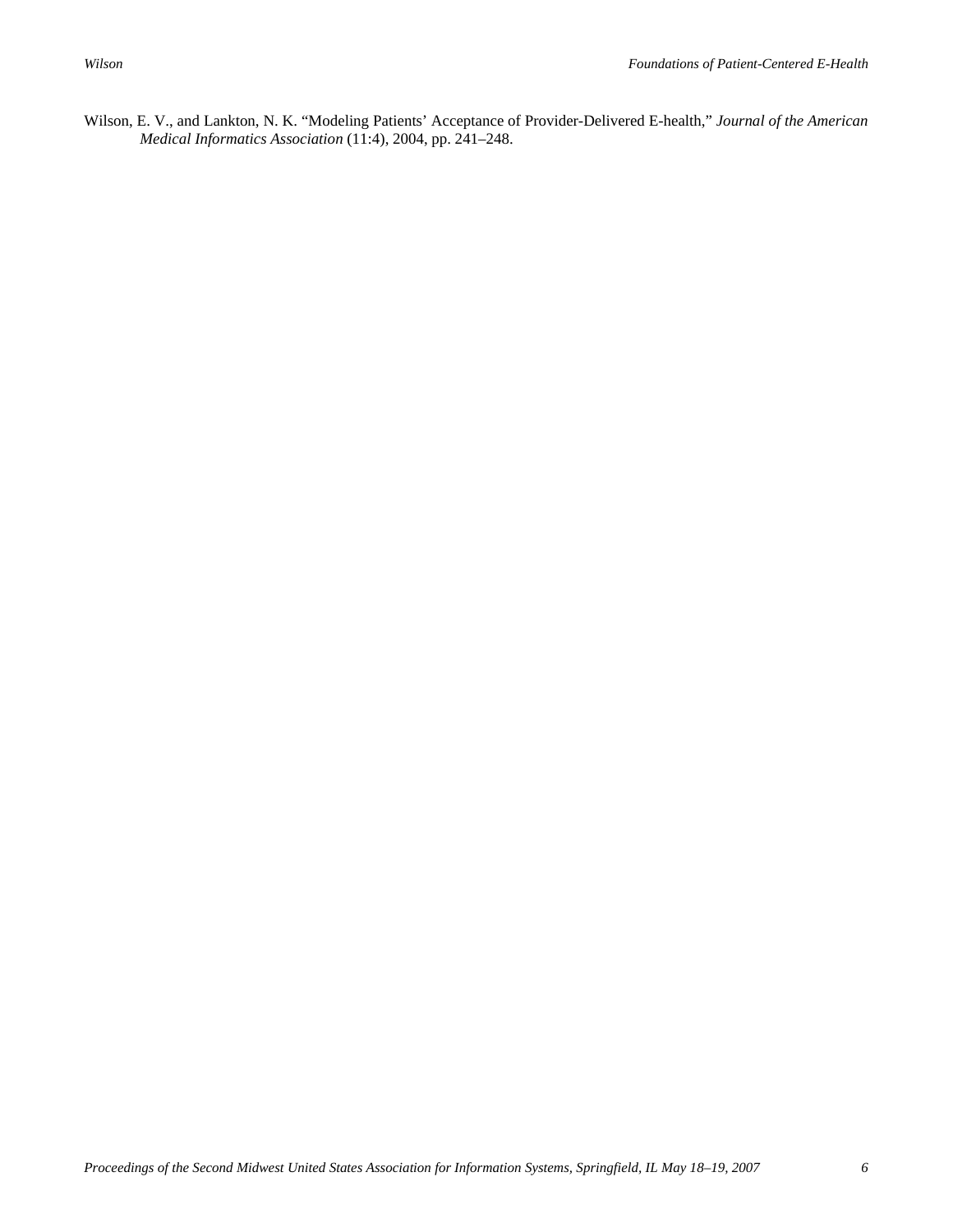Wilson, E. V., and Lankton, N. K. "Modeling Patients' Acceptance of Provider-Delivered E-health," *Journal of the American Medical Informatics Association* (11:4), 2004, pp. 241–248.